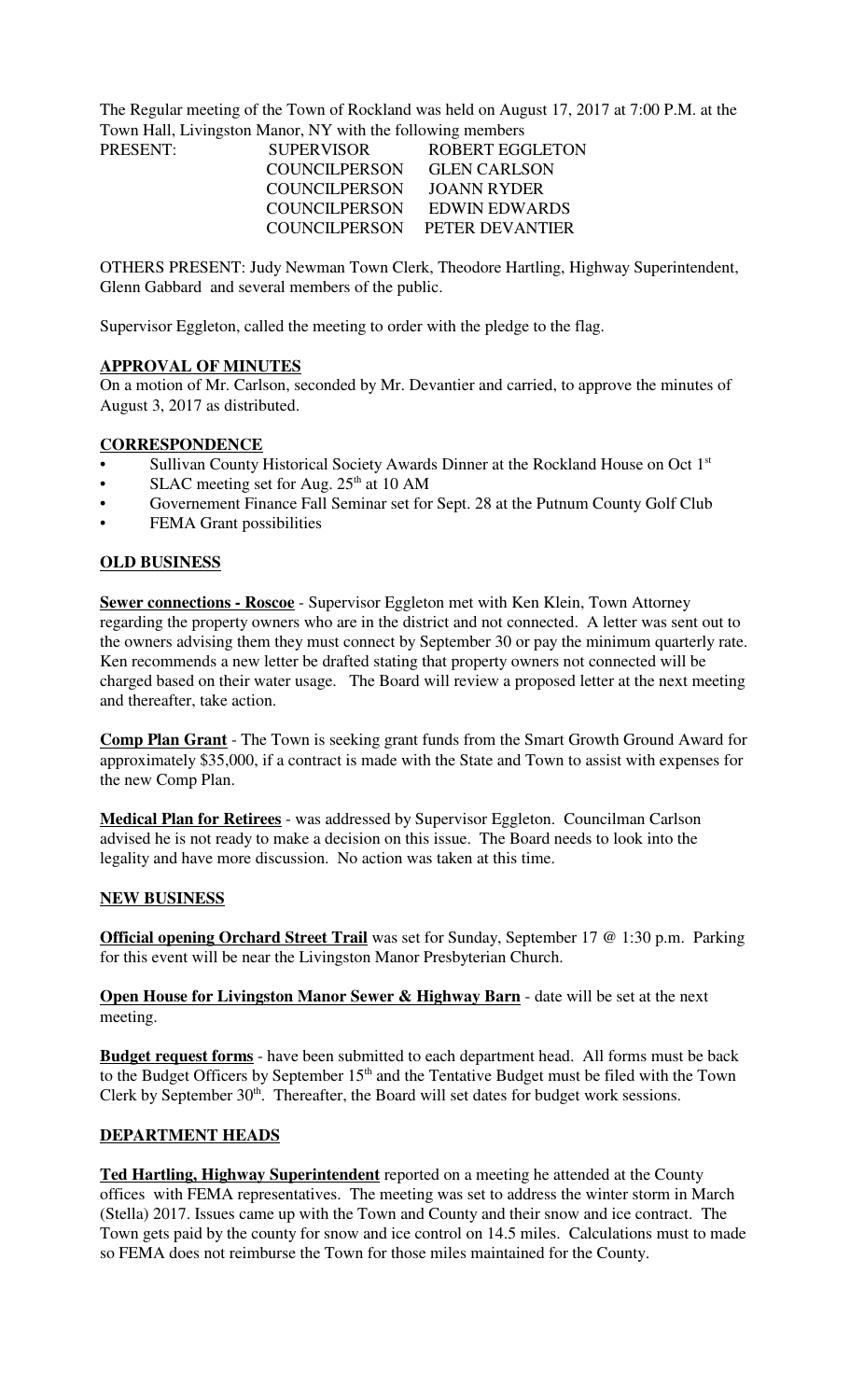The Regular meeting of the Town of Rockland was held on August 17, 2017 at 7:00 P.M. at the Town Hall, Livingston Manor, NY with the following members

| PRESENT: | SUPERVISOR | ROBERT EGGLETON |
|---|---|---|
| | COUNCILPERSON | GLEN CARLSON |
| | COUNCILPERSON | JOANN RYDER |
| | COUNCILPERSON | EDWIN EDWARDS |
| | COUNCILPERSON | PETER DEVANTIER |

OTHERS PRESENT: Judy Newman Town Clerk, Theodore Hartling, Highway Superintendent, Glenn Gabbard and several members of the public.

Supervisor Eggleton, called the meeting to order with the pledge to the flag.

## APPROVAL OF MINUTES

On a motion of Mr. Carlson, seconded by Mr. Devantier and carried, to approve the minutes of August 3, 2017 as distributed.

## CORRESPONDENCE

- Sullivan County Historical Society Awards Dinner at the Rockland House on Oct 1st
- SLAC meeting set for Aug. 25th at 10 AM
- Governement Finance Fall Seminar set for Sept. 28 at the Putnum County Golf Club
- FEMA Grant possibilities

## OLD BUSINESS

**Sewer connections - Roscoe** - Supervisor Eggleton met with Ken Klein, Town Attorney regarding the property owners who are in the district and not connected. A letter was sent out to the owners advising them they must connect by September 30 or pay the minimum quarterly rate. Ken recommends a new letter be drafted stating that property owners not connected will be charged based on their water usage. The Board will review a proposed letter at the next meeting and thereafter, take action.

**Comp Plan Grant** - The Town is seeking grant funds from the Smart Growth Ground Award for approximately $35,000, if a contract is made with the State and Town to assist with expenses for the new Comp Plan.

**Medical Plan for Retirees** - was addressed by Supervisor Eggleton. Councilman Carlson advised he is not ready to make a decision on this issue. The Board needs to look into the legality and have more discussion. No action was taken at this time.

## NEW BUSINESS

**Official opening Orchard Street Trail** was set for Sunday, September 17 @ 1:30 p.m. Parking for this event will be near the Livingston Manor Presbyterian Church.

**Open House for Livingston Manor Sewer & Highway Barn** - date will be set at the next meeting.

**Budget request forms** - have been submitted to each department head. All forms must be back to the Budget Officers by September 15th and the Tentative Budget must be filed with the Town Clerk by September 30th. Thereafter, the Board will set dates for budget work sessions.

## DEPARTMENT HEADS

**Ted Hartling, Highway Superintendent** reported on a meeting he attended at the County offices with FEMA representatives. The meeting was set to address the winter storm in March (Stella) 2017. Issues came up with the Town and County and their snow and ice contract. The Town gets paid by the county for snow and ice control on 14.5 miles. Calculations must to made so FEMA does not reimburse the Town for those miles maintained for the County.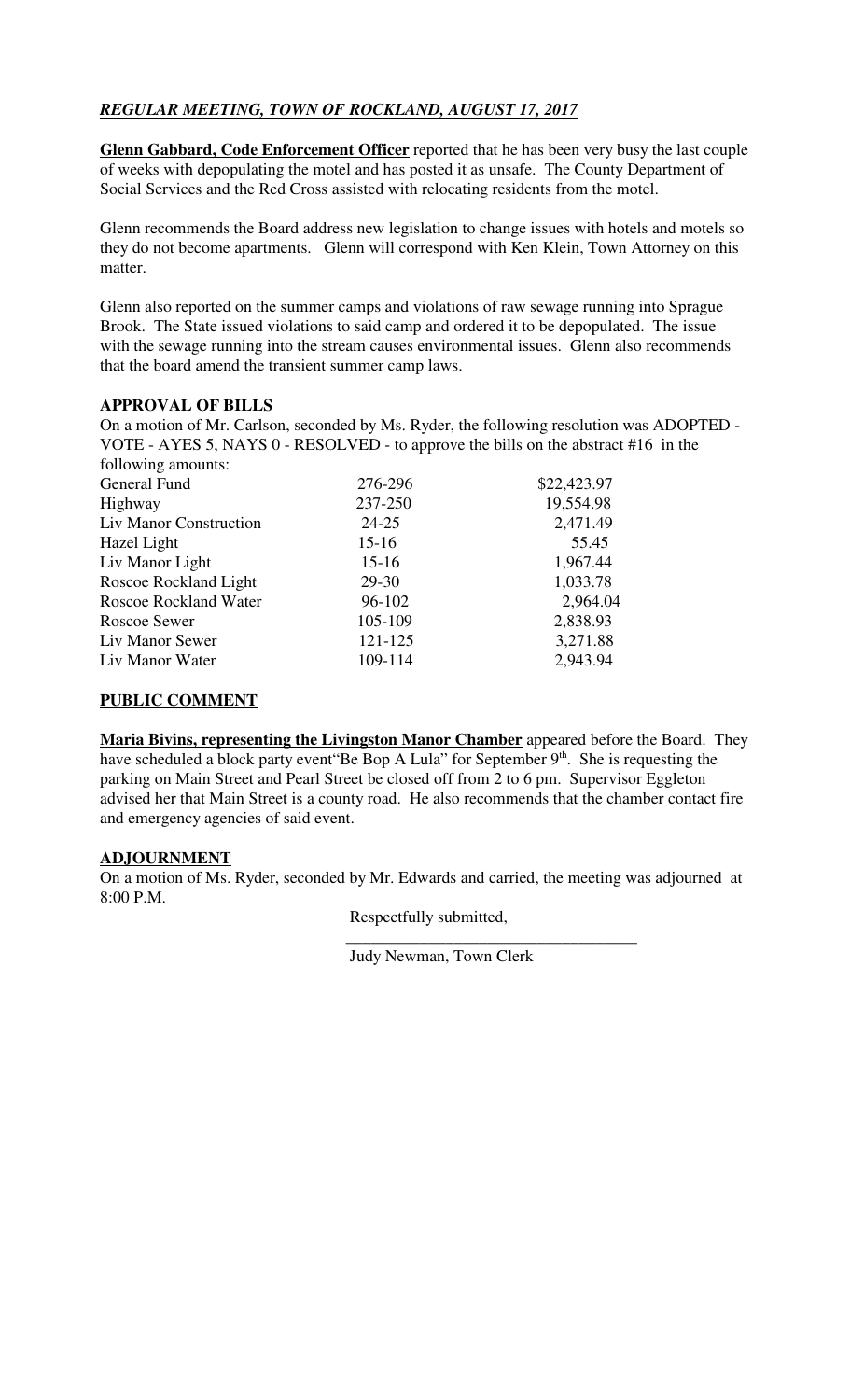***REGULAR MEETING, TOWN OF ROCKLAND, AUGUST 17, 2017***

**Glenn Gabbard, Code Enforcement Officer** reported that he has been very busy the last couple of weeks with depopulating the motel and has posted it as unsafe. The County Department of Social Services and the Red Cross assisted with relocating residents from the motel.

Glenn recommends the Board address new legislation to change issues with hotels and motels so they do not become apartments. Glenn will correspond with Ken Klein, Town Attorney on this matter.

Glenn also reported on the summer camps and violations of raw sewage running into Sprague Brook. The State issued violations to said camp and ordered it to be depopulated. The issue with the sewage running into the stream causes environmental issues. Glenn also recommends that the board amend the transient summer camp laws.

**APPROVAL OF BILLS**

On a motion of Mr. Carlson, seconded by Ms. Ryder, the following resolution was ADOPTED - VOTE - AYES 5, NAYS 0 - RESOLVED - to approve the bills on the abstract #16 in the following amounts:

| | | |
|---|---|---|
| General Fund | 276-296 | \$22,423.97 |
| Highway | 237-250 | 19,554.98 |
| Liv Manor Construction | 24-25 | 2,471.49 |
| Hazel Light | 15-16 | 55.45 |
| Liv Manor Light | 15-16 | 1,967.44 |
| Roscoe Rockland Light | 29-30 | 1,033.78 |
| Roscoe Rockland Water | 96-102 | 2,964.04 |
| Roscoe Sewer | 105-109 | 2,838.93 |
| Liv Manor Sewer | 121-125 | 3,271.88 |
| Liv Manor Water | 109-114 | 2,943.94 |

**PUBLIC COMMENT**

**Maria Bivins, representing the Livingston Manor Chamber** appeared before the Board. They have scheduled a block party event "Be Bop A Lula" for September 9th. She is requesting the parking on Main Street and Pearl Street be closed off from 2 to 6 pm. Supervisor Eggleton advised her that Main Street is a county road. He also recommends that the chamber contact fire and emergency agencies of said event.

**ADJOURNMENT**

On a motion of Ms. Ryder, seconded by Mr. Edwards and carried, the meeting was adjourned at 8:00 P.M.

Respectfully submitted,

\_\_\_\_\_\_\_\_\_\_\_\_\_\_\_\_\_\_\_\_\_\_\_\_\_\_\_\_\_\_\_\_\_\_

Judy Newman, Town Clerk